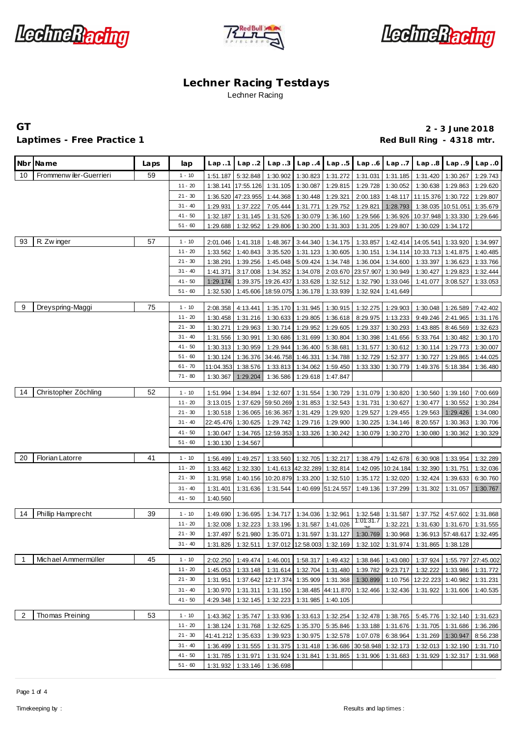# Lechner Racing Testdays

Lechner Racing

**GT**

**Laptimes - Free Practice 1**

**2 - 3 June 2018**

**Red Bull Ring - 4318 mtr.**

| Nbr | Name | Laps | lap | Lap..1 | Lap..2 | Lap..3 | Lap..4 | Lap..5 | Lap..6 | Lap..7 | Lap..8 | Lap..9 | Lap..0 |
|---|---|---|---|---|---|---|---|---|---|---|---|---|---|
| 10 | Frommenwiler-Guerrieri | 59 | 1 - 10 | 1:51.187 | 5:32.848 | 1:30.902 | 1:30.823 | 1:31.272 | 1:31.031 | 1:31.185 | 1:31.420 | 1:30.267 | 1:29.743 |
| | | | 11 - 20 | 1:38.141 | 17:55.126 | 1:31.105 | 1:30.087 | 1:29.815 | 1:29.728 | 1:30.052 | 1:30.638 | 1:29.863 | 1:29.620 |
| | | | 21 - 30 | 1:36.520 | 47:23.955 | 1:44.368 | 1:30.448 | 1:29.321 | 2:00.183 | 1:48.117 | 11:15.376 | 1:30.722 | 1:29.807 |
| | | | 31 - 40 | 1:29.931 | 1:37.222 | 7:05.444 | 1:31.771 | 1:29.752 | 1:29.821 | 1:28.793 | 1:38.035 | 10:51.051 | 1:35.679 |
| | | | 41 - 50 | 1:32.187 | 1:31.145 | 1:31.526 | 1:30.079 | 1:36.160 | 1:29.566 | 1:36.926 | 10:37.948 | 1:33.330 | 1:29.646 |
| | | | 51 - 60 | 1:29.688 | 1:32.952 | 1:29.806 | 1:30.200 | 1:31.303 | 1:31.205 | 1:29.807 | 1:30.029 | 1:34.172 | |
| 93 | R. Zwinger | 57 | 1 - 10 | 2:01.046 | 1:41.318 | 1:48.367 | 3:44.340 | 1:34.175 | 1:33.857 | 1:42.414 | 14:05.541 | 1:33.920 | 1:34.997 |
| | | | 11 - 20 | 1:33.562 | 1:40.843 | 3:35.520 | 1:31.123 | 1:30.605 | 1:30.151 | 1:34.114 | 10:33.713 | 1:41.875 | 1:40.485 |
| | | | 21 - 30 | 1:38.291 | 1:39.256 | 1:45.048 | 5:09.424 | 1:34.748 | 1:36.004 | 1:34.600 | 1:33.397 | 1:36.623 | 1:33.766 |
| | | | 31 - 40 | 1:41.371 | 3:17.008 | 1:34.352 | 1:34.078 | 2:03.670 | 23:57.907 | 1:30.949 | 1:30.427 | 1:29.823 | 1:32.444 |
| | | | 41 - 50 | 1:29.174 | 1:39.375 | 19:26.437 | 1:33.628 | 1:32.512 | 1:32.790 | 1:33.046 | 1:41.077 | 3:08.527 | 1:33.053 |
| | | | 51 - 60 | 1:32.530 | 1:45.606 | 18:59.075 | 1:36.178 | 1:33.939 | 1:32.924 | 1:41.649 | | | |
| 9 | Dreyspring-Maggi | 75 | 1 - 10 | 2:08.358 | 4:13.441 | 1:35.170 | 1:31.945 | 1:30.915 | 1:32.275 | 1:29.903 | 1:30.048 | 1:26.589 | 7:42.402 |
| | | | 11 - 20 | 1:30.458 | 1:31.216 | 1:30.633 | 1:29.805 | 1:36.618 | 8:29.975 | 1:13.233 | 9:49.246 | 2:41.965 | 1:31.176 |
| | | | 21 - 30 | 1:30.271 | 1:29.963 | 1:30.714 | 1:29.952 | 1:29.605 | 1:29.337 | 1:30.293 | 1:43.885 | 8:46.569 | 1:32.623 |
| | | | 31 - 40 | 1:31.556 | 1:30.991 | 1:30.686 | 1:31.699 | 1:30.804 | 1:30.398 | 1:41.656 | 5:33.764 | 1:30.482 | 1:30.170 |
| | | | 41 - 50 | 1:30.313 | 1:30.959 | 1:29.944 | 1:36.400 | 5:38.681 | 1:31.577 | 1:30.612 | 1:30.114 | 1:29.773 | 1:30.007 |
| | | | 51 - 60 | 1:30.124 | 1:36.376 | 34:46.758 | 1:46.331 | 1:34.788 | 1:32.729 | 1:52.377 | 1:30.727 | 1:29.865 | 1:44.025 |
| | | | 61 - 70 | 11:04.353 | 1:38.576 | 1:33.813 | 1:34.062 | 1:59.450 | 1:33.330 | 1:30.779 | 1:49.376 | 5:18.384 | 1:36.480 |
| | | | 71 - 80 | 1:30.367 | 1:29.204 | 1:36.586 | 1:29.618 | 1:47.847 | | | | | |
| 14 | Christopher Zöchling | 52 | 1 - 10 | 1:51.994 | 1:34.894 | 1:32.607 | 1:31.554 | 1:30.729 | 1:31.079 | 1:30.820 | 1:30.560 | 1:39.160 | 7:00.669 |
| | | | 11 - 20 | 3:13.015 | 1:37.629 | 59:50.269 | 1:31.853 | 1:32.543 | 1:31.731 | 1:30.627 | 1:30.477 | 1:30.552 | 1:30.284 |
| | | | 21 - 30 | 1:30.518 | 1:36.065 | 16:36.367 | 1:31.429 | 1:29.920 | 1:29.527 | 1:29.455 | 1:29.563 | 1:29.426 | 1:34.080 |
| | | | 31 - 40 | 22:45.476 | 1:30.625 | 1:29.742 | 1:29.716 | 1:29.900 | 1:30.225 | 1:34.146 | 8:20.557 | 1:30.363 | 1:30.706 |
| | | | 41 - 50 | 1:30.047 | 1:34.765 | 12:59.353 | 1:33.326 | 1:30.242 | 1:30.079 | 1:30.270 | 1:30.080 | 1:30.362 | 1:30.329 |
| | | | 51 - 60 | 1:30.130 | 1:34.567 | | | | | | | | |
| 20 | Florian Latorre | 41 | 1 - 10 | 1:56.499 | 1:49.257 | 1:33.560 | 1:32.705 | 1:32.217 | 1:38.479 | 1:42.678 | 6:30.908 | 1:33.954 | 1:32.289 |
| | | | 11 - 20 | 1:33.462 | 1:32.330 | 1:41.613 | 42:32.289 | 1:32.814 | 1:42.095 | 10:24.184 | 1:32.390 | 1:31.751 | 1:32.036 |
| | | | 21 - 30 | 1:31.958 | 1:40.156 | 10:20.879 | 1:33.200 | 1:32.510 | 1:35.172 | 1:32.020 | 1:32.424 | 1:39.633 | 6:30.760 |
| | | | 31 - 40 | 1:31.401 | 1:31.636 | 1:31.544 | 1:40.699 | 51:24.557 | 1:49.136 | 1:37.299 | 1:31.302 | 1:31.057 | 1:30.767 |
| | | | 41 - 50 | 1:40.560 | | | | | | | | | |
| 14 | Phillip Hamprecht | 39 | 1 - 10 | 1:49.690 | 1:36.695 | 1:34.717 | 1:34.036 | 1:32.961 | 1:32.548 | 1:31.587 | 1:37.752 | 4:57.602 | 1:31.868 |
| | | | 11 - 20 | 1:32.008 | 1:32.223 | 1:33.196 | 1:31.587 | 1:41.026 | 1:01:31.776 | 1:32.221 | 1:31.630 | 1:31.670 | 1:31.555 |
| | | | 21 - 30 | 1:37.497 | 5:21.980 | 1:35.071 | 1:31.597 | 1:31.127 | 1:30.769 | 1:30.968 | 1:36.913 | 57:48.617 | 1:32.495 |
| | | | 31 - 40 | 1:31.826 | 1:32.511 | 1:37.012 | 12:58.003 | 1:32.169 | 1:32.102 | 1:31.974 | 1:31.865 | 1:38.128 | |
| 1 | Michael Ammermüller | 45 | 1 - 10 | 2:02.250 | 1:49.474 | 1:46.001 | 1:58.317 | 1:49.432 | 1:38.846 | 1:43.080 | 1:37.924 | 1:55.797 | 27:45.002 |
| | | | 11 - 20 | 1:45.053 | 1:33.148 | 1:31.614 | 1:32.704 | 1:31.480 | 1:39.782 | 9:23.717 | 1:32.222 | 1:33.986 | 1:31.772 |
| | | | 21 - 30 | 1:31.951 | 1:37.642 | 12:17.374 | 1:35.909 | 1:31.368 | 1:30.899 | 1:10.756 | 12:22.223 | 1:40.982 | 1:31.231 |
| | | | 31 - 40 | 1:30.970 | 1:31.311 | 1:31.150 | 1:38.485 | 44:11.870 | 1:32.466 | 1:32.436 | 1:31.922 | 1:31.606 | 1:40.535 |
| | | | 41 - 50 | 4:29.348 | 1:32.145 | 1:32.223 | 1:31.985 | 1:40.105 | | | | | |
| 2 | Thomas Preining | 53 | 1 - 10 | 1:43.362 | 1:35.747 | 1:33.936 | 1:33.613 | 1:32.254 | 1:32.478 | 1:38.765 | 5:45.776 | 1:32.140 | 1:31.623 |
| | | | 11 - 20 | 1:38.124 | 1:31.768 | 1:32.625 | 1:35.370 | 5:35.846 | 1:33.188 | 1:31.676 | 1:31.705 | 1:31.686 | 1:36.286 |
| | | | 21 - 30 | 41:41.212 | 1:35.633 | 1:39.923 | 1:30.975 | 1:32.578 | 1:07.078 | 6:38.964 | 1:31.269 | 1:30.947 | 8:56.238 |
| | | | 31 - 40 | 1:36.499 | 1:31.555 | 1:31.375 | 1:31.418 | 1:36.686 | 30:58.948 | 1:32.173 | 1:32.013 | 1:32.190 | 1:31.710 |
| | | | 41 - 50 | 1:31.785 | 1:31.971 | 1:31.924 | 1:31.841 | 1:31.865 | 1:31.906 | 1:31.683 | 1:31.929 | 1:32.317 | 1:31.968 |
| | | | 51 - 60 | 1:31.932 | 1:33.146 | 1:36.698 | | | | | | | |

Timekeeping by :

Results and lap times :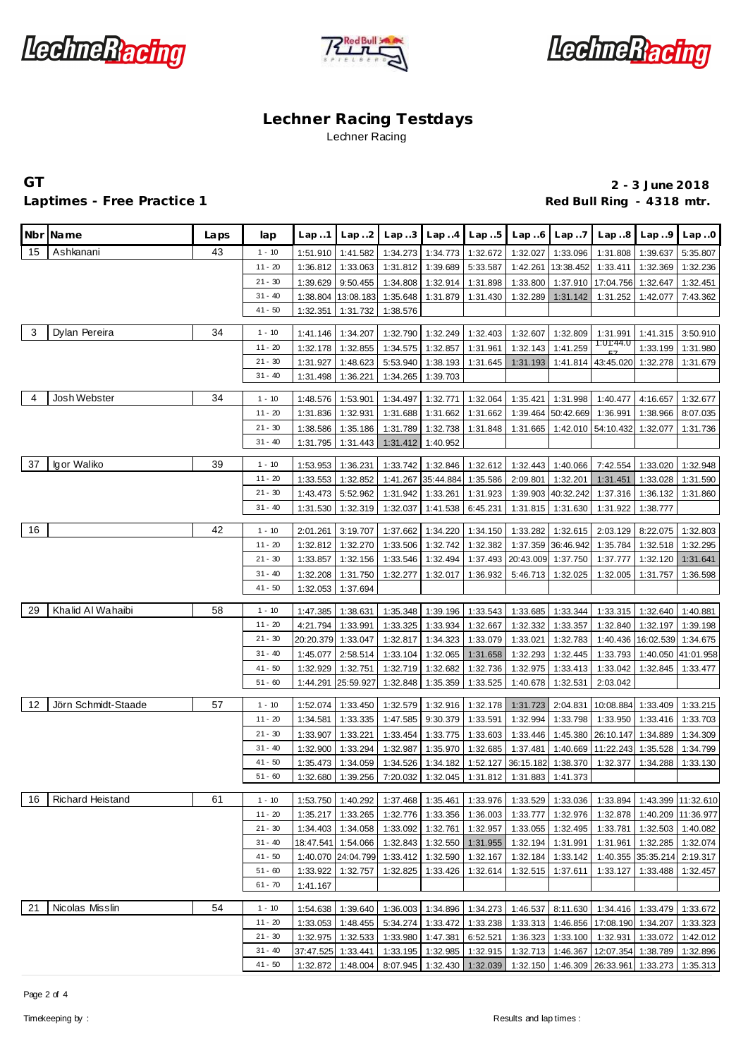# Lechner Racing Testdays

Lechner Racing

**GT** **2 - 3 June 2018**

**Laptimes - Free Practice 1** **Red Bull Ring - 4318 mtr.**

| Nbr | Name | Laps | lap | Lap..1 | Lap..2 | Lap..3 | Lap..4 | Lap..5 | Lap..6 | Lap..7 | Lap..8 | Lap..9 | Lap..0 |
|---|---|---|---|---|---|---|---|---|---|---|---|---|---|
| 15 | Ashkanani | 43 | 1 - 10 | 1:51.910 | 1:41.582 | 1:34.273 | 1:34.773 | 1:32.672 | 1:32.027 | 1:33.096 | 1:31.808 | 1:39.637 | 5:35.807 |
| | | | 11 - 20 | 1:36.812 | 1:33.063 | 1:31.812 | 1:39.689 | 5:33.587 | 1:42.261 | 13:38.452 | 1:33.411 | 1:32.369 | 1:32.236 |
| | | | 21 - 30 | 1:39.629 | 9:50.455 | 1:34.808 | 1:32.914 | 1:31.898 | 1:33.800 | 1:37.910 | 17:04.756 | 1:32.647 | 1:32.451 |
| | | | 31 - 40 | 1:38.804 | 13:08.183 | 1:35.648 | 1:31.879 | 1:31.430 | 1:32.289 | 1:31.142 | 1:31.252 | 1:42.077 | 7:43.362 |
| | | | 41 - 50 | 1:32.351 | 1:31.732 | 1:38.576 | | | | | | | |
| 3 | Dylan Pereira | 34 | 1 - 10 | 1:41.146 | 1:34.207 | 1:32.790 | 1:32.249 | 1:32.403 | 1:32.607 | 1:32.809 | 1:31.991 | 1:41.315 | 3:50.910 |
| | | | 11 - 20 | 1:32.178 | 1:32.855 | 1:34.575 | 1:32.857 | 1:31.961 | 1:32.143 | 1:41.259 | 1:01:44.057 | 1:33.199 | 1:31.980 |
| | | | 21 - 30 | 1:31.927 | 1:48.623 | 5:53.940 | 1:38.193 | 1:31.645 | 1:31.193 | 1:41.814 | 43:45.020 | 1:32.278 | 1:31.679 |
| | | | 31 - 40 | 1:31.498 | 1:36.221 | 1:34.265 | 1:39.703 | | | | | | |
| 4 | Josh Webster | 34 | 1 - 10 | 1:48.576 | 1:53.901 | 1:34.497 | 1:32.771 | 1:32.064 | 1:35.421 | 1:31.998 | 1:40.477 | 4:16.657 | 1:32.677 |
| | | | 11 - 20 | 1:31.836 | 1:32.931 | 1:31.688 | 1:31.662 | 1:31.662 | 1:39.464 | 50:42.669 | 1:36.991 | 1:38.966 | 8:07.035 |
| | | | 21 - 30 | 1:38.586 | 1:35.186 | 1:31.789 | 1:32.738 | 1:31.848 | 1:31.665 | 1:42.010 | 54:10.432 | 1:32.077 | 1:31.736 |
| | | | 31 - 40 | 1:31.795 | 1:31.443 | 1:31.412 | 1:40.952 | | | | | | |
| 37 | Igor Waliko | 39 | 1 - 10 | 1:53.953 | 1:36.231 | 1:33.742 | 1:32.846 | 1:32.612 | 1:32.443 | 1:40.066 | 7:42.554 | 1:33.020 | 1:32.948 |
| | | | 11 - 20 | 1:33.553 | 1:32.852 | 1:41.267 | 35:44.884 | 1:35.586 | 2:09.801 | 1:32.201 | 1:31.451 | 1:33.028 | 1:31.590 |
| | | | 21 - 30 | 1:43.473 | 5:52.962 | 1:31.942 | 1:33.261 | 1:31.923 | 1:39.903 | 40:32.242 | 1:37.316 | 1:36.132 | 1:31.860 |
| | | | 31 - 40 | 1:31.530 | 1:32.319 | 1:32.037 | 1:41.538 | 6:45.231 | 1:31.815 | 1:31.630 | 1:31.922 | 1:38.777 | |
| 16 | | 42 | 1 - 10 | 2:01.261 | 3:19.707 | 1:37.662 | 1:34.220 | 1:34.150 | 1:33.282 | 1:32.615 | 2:03.129 | 8:22.075 | 1:32.803 |
| | | | 11 - 20 | 1:32.812 | 1:32.270 | 1:33.506 | 1:32.742 | 1:32.382 | 1:37.359 | 36:46.942 | 1:35.784 | 1:32.518 | 1:32.295 |
| | | | 21 - 30 | 1:33.857 | 1:32.156 | 1:33.546 | 1:32.494 | 1:37.493 | 20:43.009 | 1:37.750 | 1:37.777 | 1:32.120 | 1:31.641 |
| | | | 31 - 40 | 1:32.208 | 1:31.750 | 1:32.277 | 1:32.017 | 1:36.932 | 5:46.713 | 1:32.025 | 1:32.005 | 1:31.757 | 1:36.598 |
| | | | 41 - 50 | 1:32.053 | 1:37.694 | | | | | | | | |
| 29 | Khalid Al Wahaibi | 58 | 1 - 10 | 1:47.385 | 1:38.631 | 1:35.348 | 1:39.196 | 1:33.543 | 1:33.685 | 1:33.344 | 1:33.315 | 1:32.640 | 1:40.881 |
| | | | 11 - 20 | 4:21.794 | 1:33.991 | 1:33.325 | 1:33.934 | 1:32.667 | 1:32.332 | 1:33.357 | 1:32.840 | 1:32.197 | 1:39.198 |
| | | | 21 - 30 | 20:20.379 | 1:33.047 | 1:32.817 | 1:34.323 | 1:33.079 | 1:33.021 | 1:32.783 | 1:40.436 | 16:02.539 | 1:34.675 |
| | | | 31 - 40 | 1:45.077 | 2:58.514 | 1:33.104 | 1:32.065 | 1:31.658 | 1:32.293 | 1:32.445 | 1:33.793 | 1:40.050 | 41:01.958 |
| | | | 41 - 50 | 1:32.929 | 1:32.751 | 1:32.719 | 1:32.682 | 1:32.736 | 1:32.975 | 1:33.413 | 1:33.042 | 1:32.845 | 1:33.477 |
| | | | 51 - 60 | 1:44.291 | 25:59.927 | 1:32.848 | 1:35.359 | 1:33.525 | 1:40.678 | 1:32.531 | 2:03.042 | | |
| 12 | Jörn Schmidt-Staade | 57 | 1 - 10 | 1:52.074 | 1:33.450 | 1:32.579 | 1:32.916 | 1:32.178 | 1:31.723 | 2:04.831 | 10:08.884 | 1:33.409 | 1:33.215 |
| | | | 11 - 20 | 1:34.581 | 1:33.335 | 1:47.585 | 9:30.379 | 1:33.591 | 1:32.994 | 1:33.798 | 1:33.950 | 1:33.416 | 1:33.703 |
| | | | 21 - 30 | 1:33.907 | 1:33.221 | 1:33.454 | 1:33.775 | 1:33.603 | 1:33.446 | 1:45.380 | 26:10.147 | 1:34.889 | 1:34.309 |
| | | | 31 - 40 | 1:32.900 | 1:33.294 | 1:32.987 | 1:35.970 | 1:32.685 | 1:37.481 | 1:40.669 | 11:22.243 | 1:35.528 | 1:34.799 |
| | | | 41 - 50 | 1:35.473 | 1:34.059 | 1:34.526 | 1:34.182 | 1:52.127 | 36:15.182 | 1:38.370 | 1:32.377 | 1:34.288 | 1:33.130 |
| | | | 51 - 60 | 1:32.680 | 1:39.256 | 7:20.032 | 1:32.045 | 1:31.812 | 1:31.883 | 1:41.373 | | | |
| 16 | Richard Heistand | 61 | 1 - 10 | 1:53.750 | 1:40.292 | 1:37.468 | 1:35.461 | 1:33.976 | 1:33.529 | 1:33.036 | 1:33.894 | 1:43.399 | 11:32.610 |
| | | | 11 - 20 | 1:35.217 | 1:33.265 | 1:32.776 | 1:33.356 | 1:36.003 | 1:33.777 | 1:32.976 | 1:32.878 | 1:40.209 | 11:36.977 |
| | | | 21 - 30 | 1:34.403 | 1:34.058 | 1:33.092 | 1:32.761 | 1:32.957 | 1:33.055 | 1:32.495 | 1:33.781 | 1:32.503 | 1:40.082 |
| | | | 31 - 40 | 18:47.541 | 1:54.066 | 1:32.843 | 1:32.550 | 1:31.955 | 1:32.194 | 1:31.991 | 1:31.961 | 1:32.285 | 1:32.074 |
| | | | 41 - 50 | 1:40.070 | 24:04.799 | 1:33.412 | 1:32.590 | 1:32.167 | 1:32.184 | 1:33.142 | 1:40.355 | 35:35.214 | 2:19.317 |
| | | | 51 - 60 | 1:33.922 | 1:32.757 | 1:32.825 | 1:33.426 | 1:32.614 | 1:32.515 | 1:37.611 | 1:33.127 | 1:33.488 | 1:32.457 |
| | | | 61 - 70 | 1:41.167 | | | | | | | | | |
| 21 | Nicolas Misslin | 54 | 1 - 10 | 1:54.638 | 1:39.640 | 1:36.003 | 1:34.896 | 1:34.273 | 1:46.537 | 8:11.630 | 1:34.416 | 1:33.479 | 1:33.672 |
| | | | 11 - 20 | 1:33.053 | 1:48.455 | 5:34.274 | 1:33.472 | 1:33.238 | 1:33.313 | 1:46.856 | 17:08.190 | 1:34.207 | 1:33.323 |
| | | | 21 - 30 | 1:32.975 | 1:32.533 | 1:33.980 | 1:47.381 | 6:52.521 | 1:36.323 | 1:33.100 | 1:32.931 | 1:33.072 | 1:42.012 |
| | | | 31 - 40 | 37:47.525 | 1:33.441 | 1:33.195 | 1:32.985 | 1:32.915 | 1:32.713 | 1:46.367 | 12:07.354 | 1:38.789 | 1:32.896 |
| | | | 41 - 50 | 1:32.872 | 1:48.004 | 8:07.945 | 1:32.430 | 1:32.039 | 1:32.150 | 1:46.309 | 26:33.961 | 1:33.273 | 1:35.313 |

Timekeeping by : Results and lap times :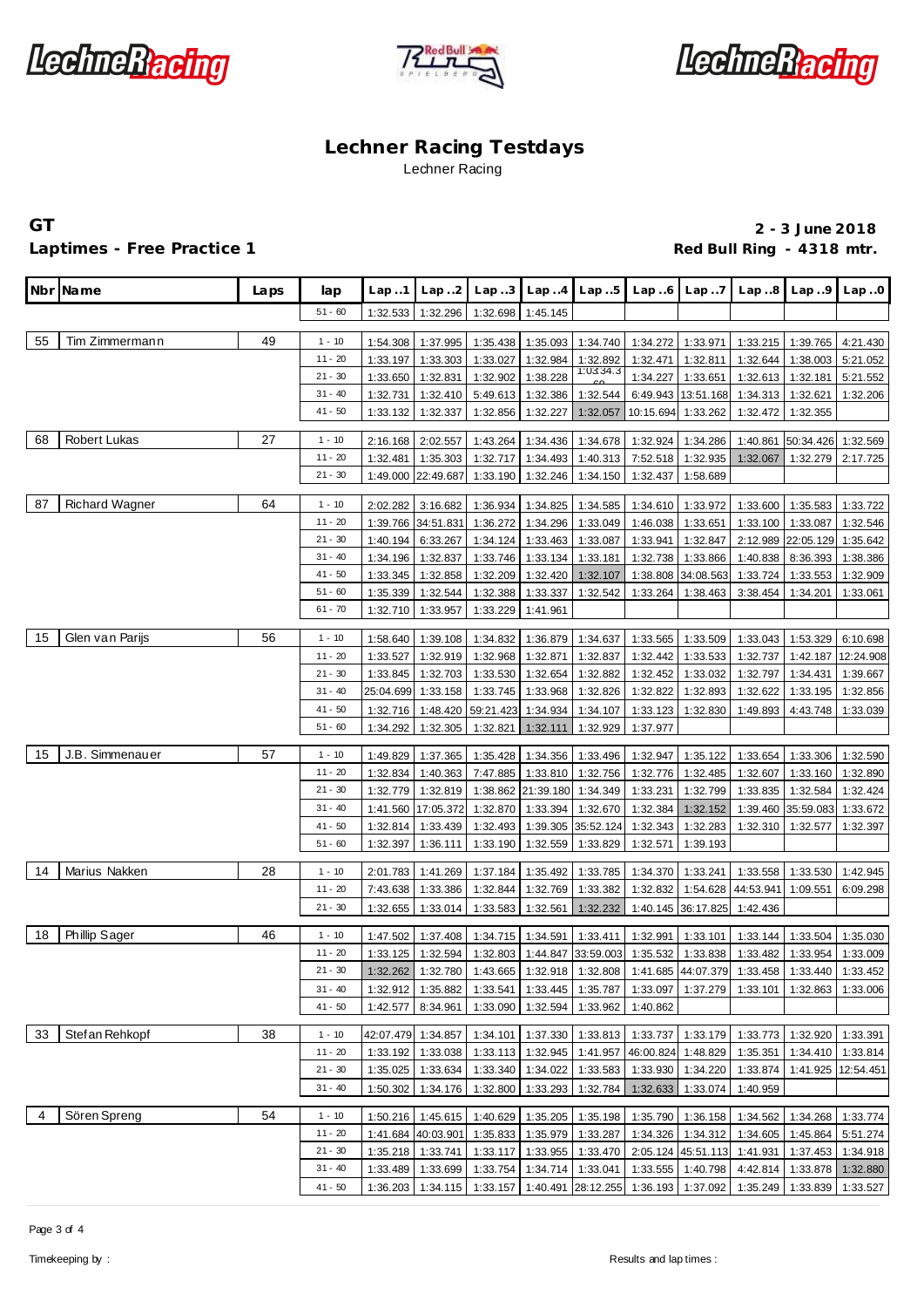# Lechner Racing Testdays

Lechner Racing

**GT** **2 - 3 June 2018**

**Laptimes - Free Practice 1** **Red Bull Ring - 4318 mtr.**

| Nbr | Name | Laps | lap | Lap..1 | Lap..2 | Lap..3 | Lap..4 | Lap..5 | Lap..6 | Lap..7 | Lap..8 | Lap..9 | Lap..0 |
|---|---|---|---|---|---|---|---|---|---|---|---|---|---|
| | | | 51 - 60 | 1:32.533 | 1:32.296 | 1:32.698 | 1:45.145 | | | | | | |
| 55 | Tim Zimmermann | 49 | 1 - 10 | 1:54.308 | 1:37.995 | 1:35.438 | 1:35.093 | 1:34.740 | 1:34.272 | 1:33.971 | 1:33.215 | 1:39.765 | 4:21.430 |
| | | | 11 - 20 | 1:33.197 | 1:33.303 | 1:33.027 | 1:32.984 | 1:32.892 | 1:32.471 | 1:32.811 | 1:32.644 | 1:38.003 | 5:21.052 |
| | | | 21 - 30 | 1:33.650 | 1:32.831 | 1:32.902 | 1:38.228 | 1:03:34.360 | 1:34.227 | 1:33.651 | 1:32.613 | 1:32.181 | 5:21.552 |
| | | | 31 - 40 | 1:32.731 | 1:32.410 | 5:49.613 | 1:32.386 | 1:32.544 | 6:49.943 | 13:51.168 | 1:34.313 | 1:32.621 | 1:32.206 |
| | | | 41 - 50 | 1:33.132 | 1:32.337 | 1:32.856 | 1:32.227 | 1:32.057 | 10:15.694 | 1:33.262 | 1:32.472 | 1:32.355 | |
| 68 | Robert Lukas | 27 | 1 - 10 | 2:16.168 | 2:02.557 | 1:43.264 | 1:34.436 | 1:34.678 | 1:32.924 | 1:34.286 | 1:40.861 | 50:34.426 | 1:32.569 |
| | | | 11 - 20 | 1:32.481 | 1:35.303 | 1:32.717 | 1:34.493 | 1:40.313 | 7:52.518 | 1:32.935 | 1:32.067 | 1:32.279 | 2:17.725 |
| | | | 21 - 30 | 1:49.000 | 22:49.687 | 1:33.190 | 1:32.246 | 1:34.150 | 1:32.437 | 1:58.689 | | | |
| 87 | Richard Wagner | 64 | 1 - 10 | 2:02.282 | 3:16.682 | 1:36.934 | 1:34.825 | 1:34.585 | 1:34.610 | 1:33.972 | 1:33.600 | 1:35.583 | 1:33.722 |
| | | | 11 - 20 | 1:39.766 | 34:51.831 | 1:36.272 | 1:34.296 | 1:33.049 | 1:46.038 | 1:33.651 | 1:33.100 | 1:33.087 | 1:32.546 |
| | | | 21 - 30 | 1:40.194 | 6:33.267 | 1:34.124 | 1:33.463 | 1:33.087 | 1:33.941 | 1:32.847 | 2:12.989 | 22:05.129 | 1:35.642 |
| | | | 31 - 40 | 1:34.196 | 1:32.837 | 1:33.746 | 1:33.134 | 1:33.181 | 1:32.738 | 1:33.866 | 1:40.838 | 8:36.393 | 1:38.386 |
| | | | 41 - 50 | 1:33.345 | 1:32.858 | 1:32.209 | 1:32.420 | 1:32.107 | 1:38.808 | 34:08.563 | 1:33.724 | 1:33.553 | 1:32.909 |
| | | | 51 - 60 | 1:35.339 | 1:32.544 | 1:32.388 | 1:33.337 | 1:32.542 | 1:33.264 | 1:38.463 | 3:38.454 | 1:34.201 | 1:33.061 |
| | | | 61 - 70 | 1:32.710 | 1:33.957 | 1:33.229 | 1:41.961 | | | | | | |
| 15 | Glen van Parijs | 56 | 1 - 10 | 1:58.640 | 1:39.108 | 1:34.832 | 1:36.879 | 1:34.637 | 1:33.565 | 1:33.509 | 1:33.043 | 1:53.329 | 6:10.698 |
| | | | 11 - 20 | 1:33.527 | 1:32.919 | 1:32.968 | 1:32.871 | 1:32.837 | 1:32.442 | 1:33.533 | 1:32.737 | 1:42.187 | 12:24.908 |
| | | | 21 - 30 | 1:33.845 | 1:32.703 | 1:33.530 | 1:32.654 | 1:32.882 | 1:32.452 | 1:33.032 | 1:32.797 | 1:34.431 | 1:39.667 |
| | | | 31 - 40 | 25:04.699 | 1:33.158 | 1:33.745 | 1:33.968 | 1:32.826 | 1:32.822 | 1:32.893 | 1:32.622 | 1:33.195 | 1:32.856 |
| | | | 41 - 50 | 1:32.716 | 1:48.420 | 59:21.423 | 1:34.934 | 1:34.107 | 1:33.123 | 1:32.830 | 1:49.893 | 4:43.748 | 1:33.039 |
| | | | 51 - 60 | 1:34.292 | 1:32.305 | 1:32.821 | 1:32.111 | 1:32.929 | 1:37.977 | | | | |
| 15 | J.B. Simmenauer | 57 | 1 - 10 | 1:49.829 | 1:37.365 | 1:35.428 | 1:34.356 | 1:33.496 | 1:32.947 | 1:35.122 | 1:33.654 | 1:33.306 | 1:32.590 |
| | | | 11 - 20 | 1:32.834 | 1:40.363 | 7:47.885 | 1:33.810 | 1:32.756 | 1:32.776 | 1:32.485 | 1:32.607 | 1:33.160 | 1:32.890 |
| | | | 21 - 30 | 1:32.779 | 1:32.819 | 1:38.862 | 21:39.180 | 1:34.349 | 1:33.231 | 1:32.799 | 1:33.835 | 1:32.584 | 1:32.424 |
| | | | 31 - 40 | 1:41.560 | 17:05.372 | 1:32.870 | 1:33.394 | 1:32.670 | 1:32.384 | 1:32.152 | 1:39.460 | 35:59.083 | 1:33.672 |
| | | | 41 - 50 | 1:32.814 | 1:33.439 | 1:32.493 | 1:39.305 | 35:52.124 | 1:32.343 | 1:32.283 | 1:32.310 | 1:32.577 | 1:32.397 |
| | | | 51 - 60 | 1:32.397 | 1:36.111 | 1:33.190 | 1:32.559 | 1:33.829 | 1:32.571 | 1:39.193 | | | |
| 14 | Marius Nakken | 28 | 1 - 10 | 2:01.783 | 1:41.269 | 1:37.184 | 1:35.492 | 1:33.785 | 1:34.370 | 1:33.241 | 1:33.558 | 1:33.530 | 1:42.945 |
| | | | 11 - 20 | 7:43.638 | 1:33.386 | 1:32.844 | 1:32.769 | 1:33.382 | 1:32.832 | 1:54.628 | 44:53.941 | 1:09.551 | 6:09.298 |
| | | | 21 - 30 | 1:32.655 | 1:33.014 | 1:33.583 | 1:32.561 | 1:32.232 | 1:40.145 | 36:17.825 | 1:42.436 | | |
| 18 | Phillip Sager | 46 | 1 - 10 | 1:47.502 | 1:37.408 | 1:34.715 | 1:34.591 | 1:33.411 | 1:32.991 | 1:33.101 | 1:33.144 | 1:33.504 | 1:35.030 |
| | | | 11 - 20 | 1:33.125 | 1:32.594 | 1:32.803 | 1:44.847 | 33:59.003 | 1:35.532 | 1:33.838 | 1:33.482 | 1:33.954 | 1:33.009 |
| | | | 21 - 30 | 1:32.262 | 1:32.780 | 1:43.665 | 1:32.918 | 1:32.808 | 1:41.685 | 44:07.379 | 1:33.458 | 1:33.440 | 1:33.452 |
| | | | 31 - 40 | 1:32.912 | 1:35.882 | 1:33.541 | 1:33.445 | 1:35.787 | 1:33.097 | 1:37.279 | 1:33.101 | 1:32.863 | 1:33.006 |
| | | | 41 - 50 | 1:42.577 | 8:34.961 | 1:33.090 | 1:32.594 | 1:33.962 | 1:40.862 | | | | |
| 33 | Stefan Rehkopf | 38 | 1 - 10 | 42:07.479 | 1:34.857 | 1:34.101 | 1:37.330 | 1:33.813 | 1:33.737 | 1:33.179 | 1:33.773 | 1:32.920 | 1:33.391 |
| | | | 11 - 20 | 1:33.192 | 1:33.038 | 1:33.113 | 1:32.945 | 1:41.957 | 46:00.824 | 1:48.829 | 1:35.351 | 1:34.410 | 1:33.814 |
| | | | 21 - 30 | 1:35.025 | 1:33.634 | 1:33.340 | 1:34.022 | 1:33.583 | 1:33.930 | 1:34.220 | 1:33.874 | 1:41.925 | 12:54.451 |
| | | | 31 - 40 | 1:50.302 | 1:34.176 | 1:32.800 | 1:33.293 | 1:32.784 | 1:32.633 | 1:33.074 | 1:40.959 | | |
| 4 | Sören Spreng | 54 | 1 - 10 | 1:50.216 | 1:45.615 | 1:40.629 | 1:35.205 | 1:35.198 | 1:35.790 | 1:36.158 | 1:34.562 | 1:34.268 | 1:33.774 |
| | | | 11 - 20 | 1:41.684 | 40:03.901 | 1:35.833 | 1:35.979 | 1:33.287 | 1:34.326 | 1:34.312 | 1:34.605 | 1:45.864 | 5:51.274 |
| | | | 21 - 30 | 1:35.218 | 1:33.741 | 1:33.117 | 1:33.955 | 1:33.470 | 2:05.124 | 45:51.113 | 1:41.931 | 1:37.453 | 1:34.918 |
| | | | 31 - 40 | 1:33.489 | 1:33.699 | 1:33.754 | 1:34.714 | 1:33.041 | 1:33.555 | 1:40.798 | 4:42.814 | 1:33.878 | 1:32.880 |
| | | | 41 - 50 | 1:36.203 | 1:34.115 | 1:33.157 | 1:40.491 | 28:12.255 | 1:36.193 | 1:37.092 | 1:35.249 | 1:33.839 | 1:33.527 |

Timekeeping by : Results and lap times :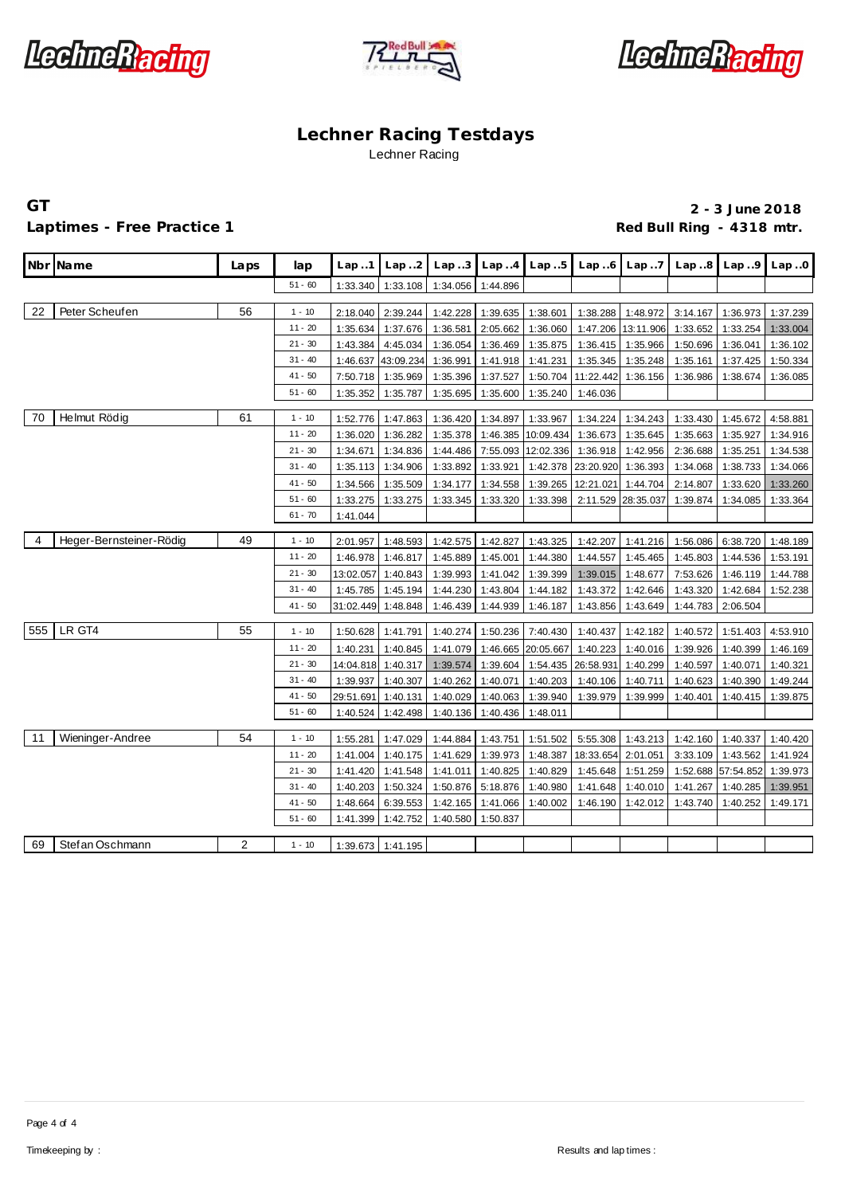# Lechner Racing Testdays

Lechner Racing

**GT** **2 - 3 June 2018**

**Laptimes - Free Practice 1** **Red Bull Ring - 4318 mtr.**

| Nbr | Name | Laps | lap | Lap..1 | Lap..2 | Lap..3 | Lap..4 | Lap..5 | Lap..6 | Lap..7 | Lap..8 | Lap..9 | Lap..0 |
|---|---|---|---|---|---|---|---|---|---|---|---|---|---|
| | | | 51 - 60 | 1:33.340 | 1:33.108 | 1:34.056 | 1:44.896 | | | | | | |
| 22 | Peter Scheufen | 56 | 1 - 10 | 2:18.040 | 2:39.244 | 1:42.228 | 1:39.635 | 1:38.601 | 1:38.288 | 1:48.972 | 3:14.167 | 1:36.973 | 1:37.239 |
| | | | 11 - 20 | 1:35.634 | 1:37.676 | 1:36.581 | 2:05.662 | 1:36.060 | 1:47.206 | 13:11.906 | 1:33.652 | 1:33.254 | 1:33.004 |
| | | | 21 - 30 | 1:43.384 | 4:45.034 | 1:36.054 | 1:36.469 | 1:35.875 | 1:36.415 | 1:35.966 | 1:50.696 | 1:36.041 | 1:36.102 |
| | | | 31 - 40 | 1:46.637 | 43:09.234 | 1:36.991 | 1:41.918 | 1:41.231 | 1:35.345 | 1:35.248 | 1:35.161 | 1:37.425 | 1:50.334 |
| | | | 41 - 50 | 7:50.718 | 1:35.969 | 1:35.396 | 1:37.527 | 1:50.704 | 11:22.442 | 1:36.156 | 1:36.986 | 1:38.674 | 1:36.085 |
| | | | 51 - 60 | 1:35.352 | 1:35.787 | 1:35.695 | 1:35.600 | 1:35.240 | 1:46.036 | | | | |
| 70 | Helmut Rödig | 61 | 1 - 10 | 1:52.776 | 1:47.863 | 1:36.420 | 1:34.897 | 1:33.967 | 1:34.224 | 1:34.243 | 1:33.430 | 1:45.672 | 4:58.881 |
| | | | 11 - 20 | 1:36.020 | 1:36.282 | 1:35.378 | 1:46.385 | 10:09.434 | 1:36.673 | 1:35.645 | 1:35.663 | 1:35.927 | 1:34.916 |
| | | | 21 - 30 | 1:34.671 | 1:34.836 | 1:44.486 | 7:55.093 | 12:02.336 | 1:36.918 | 1:42.956 | 2:36.688 | 1:35.251 | 1:34.538 |
| | | | 31 - 40 | 1:35.113 | 1:34.906 | 1:33.892 | 1:33.921 | 1:42.378 | 23:20.920 | 1:36.393 | 1:34.068 | 1:38.733 | 1:34.066 |
| | | | 41 - 50 | 1:34.566 | 1:35.509 | 1:34.177 | 1:34.558 | 1:39.265 | 12:21.021 | 1:44.704 | 2:14.807 | 1:33.620 | 1:33.260 |
| | | | 51 - 60 | 1:33.275 | 1:33.275 | 1:33.345 | 1:33.320 | 1:33.398 | 2:11.529 | 28:35.037 | 1:39.874 | 1:34.085 | 1:33.364 |
| | | | 61 - 70 | 1:41.044 | | | | | | | | | |
| 4 | Heger-Bernsteiner-Rödig | 49 | 1 - 10 | 2:01.957 | 1:48.593 | 1:42.575 | 1:42.827 | 1:43.325 | 1:42.207 | 1:41.216 | 1:56.086 | 6:38.720 | 1:48.189 |
| | | | 11 - 20 | 1:46.978 | 1:46.817 | 1:45.889 | 1:45.001 | 1:44.380 | 1:44.557 | 1:45.465 | 1:45.803 | 1:44.536 | 1:53.191 |
| | | | 21 - 30 | 13:02.057 | 1:40.843 | 1:39.993 | 1:41.042 | 1:39.399 | 1:39.015 | 1:48.677 | 7:53.626 | 1:46.119 | 1:44.788 |
| | | | 31 - 40 | 1:45.785 | 1:45.194 | 1:44.230 | 1:43.804 | 1:44.182 | 1:43.372 | 1:42.646 | 1:43.320 | 1:42.684 | 1:52.238 |
| | | | 41 - 50 | 31:02.449 | 1:48.848 | 1:46.439 | 1:44.939 | 1:46.187 | 1:43.856 | 1:43.649 | 1:44.783 | 2:06.504 | |
| 555 | LR GT4 | 55 | 1 - 10 | 1:50.628 | 1:41.791 | 1:40.274 | 1:50.236 | 7:40.430 | 1:40.437 | 1:42.182 | 1:40.572 | 1:51.403 | 4:53.910 |
| | | | 11 - 20 | 1:40.231 | 1:40.845 | 1:41.079 | 1:46.665 | 20:05.667 | 1:40.223 | 1:40.016 | 1:39.926 | 1:40.399 | 1:46.169 |
| | | | 21 - 30 | 14:04.818 | 1:40.317 | 1:39.574 | 1:39.604 | 1:54.435 | 26:58.931 | 1:40.299 | 1:40.597 | 1:40.071 | 1:40.321 |
| | | | 31 - 40 | 1:39.937 | 1:40.307 | 1:40.262 | 1:40.071 | 1:40.203 | 1:40.106 | 1:40.711 | 1:40.623 | 1:40.390 | 1:49.244 |
| | | | 41 - 50 | 29:51.691 | 1:40.131 | 1:40.029 | 1:40.063 | 1:39.940 | 1:39.979 | 1:39.999 | 1:40.401 | 1:40.415 | 1:39.875 |
| | | | 51 - 60 | 1:40.524 | 1:42.498 | 1:40.136 | 1:40.436 | 1:48.011 | | | | | |
| 11 | Wieninger-Andree | 54 | 1 - 10 | 1:55.281 | 1:47.029 | 1:44.884 | 1:43.751 | 1:51.502 | 5:55.308 | 1:43.213 | 1:42.160 | 1:40.337 | 1:40.420 |
| | | | 11 - 20 | 1:41.004 | 1:40.175 | 1:41.629 | 1:39.973 | 1:48.387 | 18:33.654 | 2:01.051 | 3:33.109 | 1:43.562 | 1:41.924 |
| | | | 21 - 30 | 1:41.420 | 1:41.548 | 1:41.011 | 1:40.825 | 1:40.829 | 1:45.648 | 1:51.259 | 1:52.688 | 57:54.852 | 1:39.973 |
| | | | 31 - 40 | 1:40.203 | 1:50.324 | 1:50.876 | 5:18.876 | 1:40.980 | 1:41.648 | 1:40.010 | 1:41.267 | 1:40.285 | 1:39.951 |
| | | | 41 - 50 | 1:48.664 | 6:39.553 | 1:42.165 | 1:41.066 | 1:40.002 | 1:46.190 | 1:42.012 | 1:43.740 | 1:40.252 | 1:49.171 |
| | | | 51 - 60 | 1:41.399 | 1:42.752 | 1:40.580 | 1:50.837 | | | | | | |
| 69 | Stefan Oschmann | 2 | 1 - 10 | 1:39.673 | 1:41.195 | | | | | | | | |

Timekeeping by :

Results and lap times :